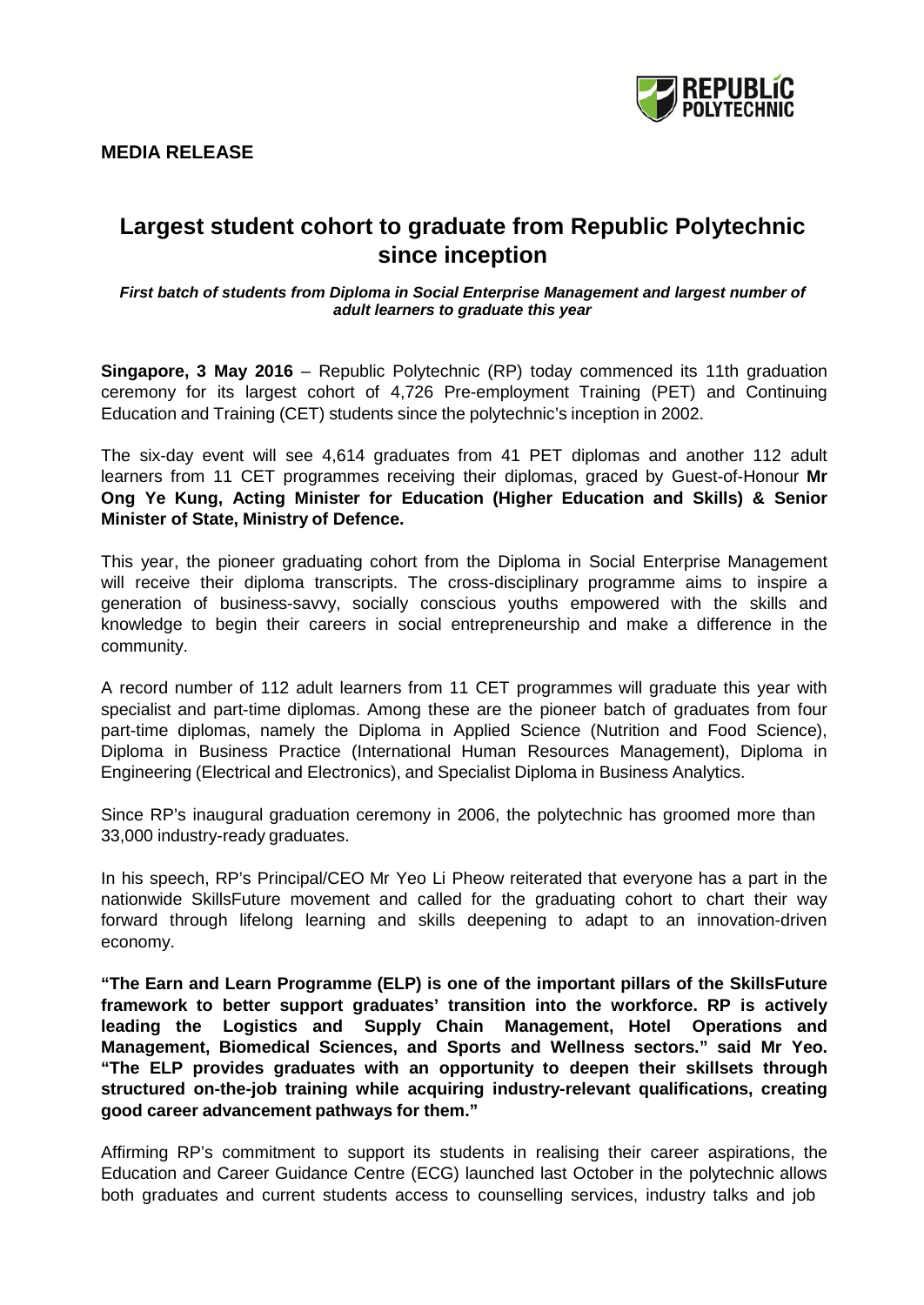**MEDIA RELEASE**

# Largest student cohort to graduate from Republic Polytechnic since inception

***First batch of students from Diploma in Social Enterprise Management and largest number of adult learners to graduate this year***

**Singapore, 3 May 2016** – Republic Polytechnic (RP) today commenced its 11th graduation ceremony for its largest cohort of 4,726 Pre-employment Training (PET) and Continuing Education and Training (CET) students since the polytechnic's inception in 2002.

The six-day event will see 4,614 graduates from 41 PET diplomas and another 112 adult learners from 11 CET programmes receiving their diplomas, graced by Guest-of-Honour **Mr Ong Ye Kung, Acting Minister for Education (Higher Education and Skills) & Senior Minister of State, Ministry of Defence.**

This year, the pioneer graduating cohort from the Diploma in Social Enterprise Management will receive their diploma transcripts. The cross-disciplinary programme aims to inspire a generation of business-savvy, socially conscious youths empowered with the skills and knowledge to begin their careers in social entrepreneurship and make a difference in the community.

A record number of 112 adult learners from 11 CET programmes will graduate this year with specialist and part-time diplomas. Among these are the pioneer batch of graduates from four part-time diplomas, namely the Diploma in Applied Science (Nutrition and Food Science), Diploma in Business Practice (International Human Resources Management), Diploma in Engineering (Electrical and Electronics), and Specialist Diploma in Business Analytics.

Since RP's inaugural graduation ceremony in 2006, the polytechnic has groomed more than 33,000 industry-ready graduates.

In his speech, RP's Principal/CEO Mr Yeo Li Pheow reiterated that everyone has a part in the nationwide SkillsFuture movement and called for the graduating cohort to chart their way forward through lifelong learning and skills deepening to adapt to an innovation-driven economy.

**"The Earn and Learn Programme (ELP) is one of the important pillars of the SkillsFuture framework to better support graduates' transition into the workforce. RP is actively leading the Logistics and Supply Chain Management, Hotel Operations and Management, Biomedical Sciences, and Sports and Wellness sectors." said Mr Yeo. "The ELP provides graduates with an opportunity to deepen their skillsets through structured on-the-job training while acquiring industry-relevant qualifications, creating good career advancement pathways for them."**

Affirming RP's commitment to support its students in realising their career aspirations, the Education and Career Guidance Centre (ECG) launched last October in the polytechnic allows both graduates and current students access to counselling services, industry talks and job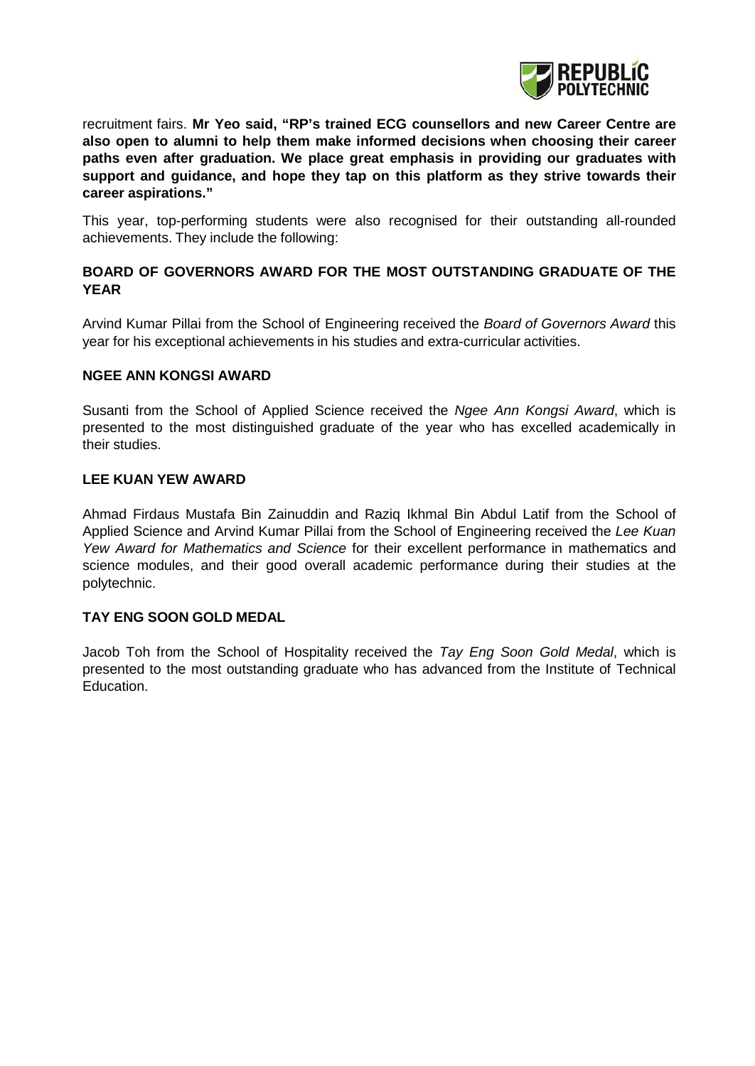recruitment fairs. **Mr Yeo said, "RP's trained ECG counsellors and new Career Centre are also open to alumni to help them make informed decisions when choosing their career paths even after graduation. We place great emphasis in providing our graduates with support and guidance, and hope they tap on this platform as they strive towards their career aspirations."**

This year, top-performing students were also recognised for their outstanding all-rounded achievements. They include the following:

## BOARD OF GOVERNORS AWARD FOR THE MOST OUTSTANDING GRADUATE OF THE YEAR

Arvind Kumar Pillai from the School of Engineering received the *Board of Governors Award* this year for his exceptional achievements in his studies and extra-curricular activities.

## NGEE ANN KONGSI AWARD

Susanti from the School of Applied Science received the *Ngee Ann Kongsi Award*, which is presented to the most distinguished graduate of the year who has excelled academically in their studies.

## LEE KUAN YEW AWARD

Ahmad Firdaus Mustafa Bin Zainuddin and Raziq Ikhmal Bin Abdul Latif from the School of Applied Science and Arvind Kumar Pillai from the School of Engineering received the *Lee Kuan Yew Award for Mathematics and Science* for their excellent performance in mathematics and science modules, and their good overall academic performance during their studies at the polytechnic.

## TAY ENG SOON GOLD MEDAL

Jacob Toh from the School of Hospitality received the *Tay Eng Soon Gold Medal*, which is presented to the most outstanding graduate who has advanced from the Institute of Technical Education.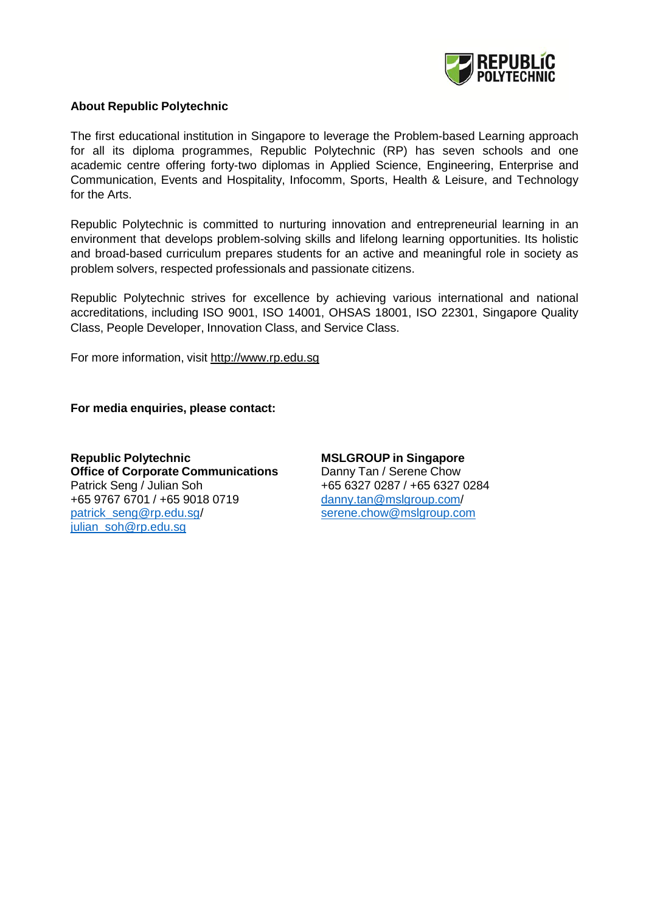**About Republic Polytechnic**

The first educational institution in Singapore to leverage the Problem-based Learning approach for all its diploma programmes, Republic Polytechnic (RP) has seven schools and one academic centre offering forty-two diplomas in Applied Science, Engineering, Enterprise and Communication, Events and Hospitality, Infocomm, Sports, Health & Leisure, and Technology for the Arts.

Republic Polytechnic is committed to nurturing innovation and entrepreneurial learning in an environment that develops problem-solving skills and lifelong learning opportunities. Its holistic and broad-based curriculum prepares students for an active and meaningful role in society as problem solvers, respected professionals and passionate citizens.

Republic Polytechnic strives for excellence by achieving various international and national accreditations, including ISO 9001, ISO 14001, OHSAS 18001, ISO 22301, Singapore Quality Class, People Developer, Innovation Class, and Service Class.

For more information, visit http://www.rp.edu.sg

**For media enquiries, please contact:**

**Republic Polytechnic**
**Office of Corporate Communications**
Patrick Seng / Julian Soh
+65 9767 6701 / +65 9018 0719
patrick_seng@rp.edu.sg/
julian_soh@rp.edu.sg

**MSLGROUP in Singapore**
Danny Tan / Serene Chow
+65 6327 0287 / +65 6327 0284
danny.tan@mslgroup.com/
serene.chow@mslgroup.com